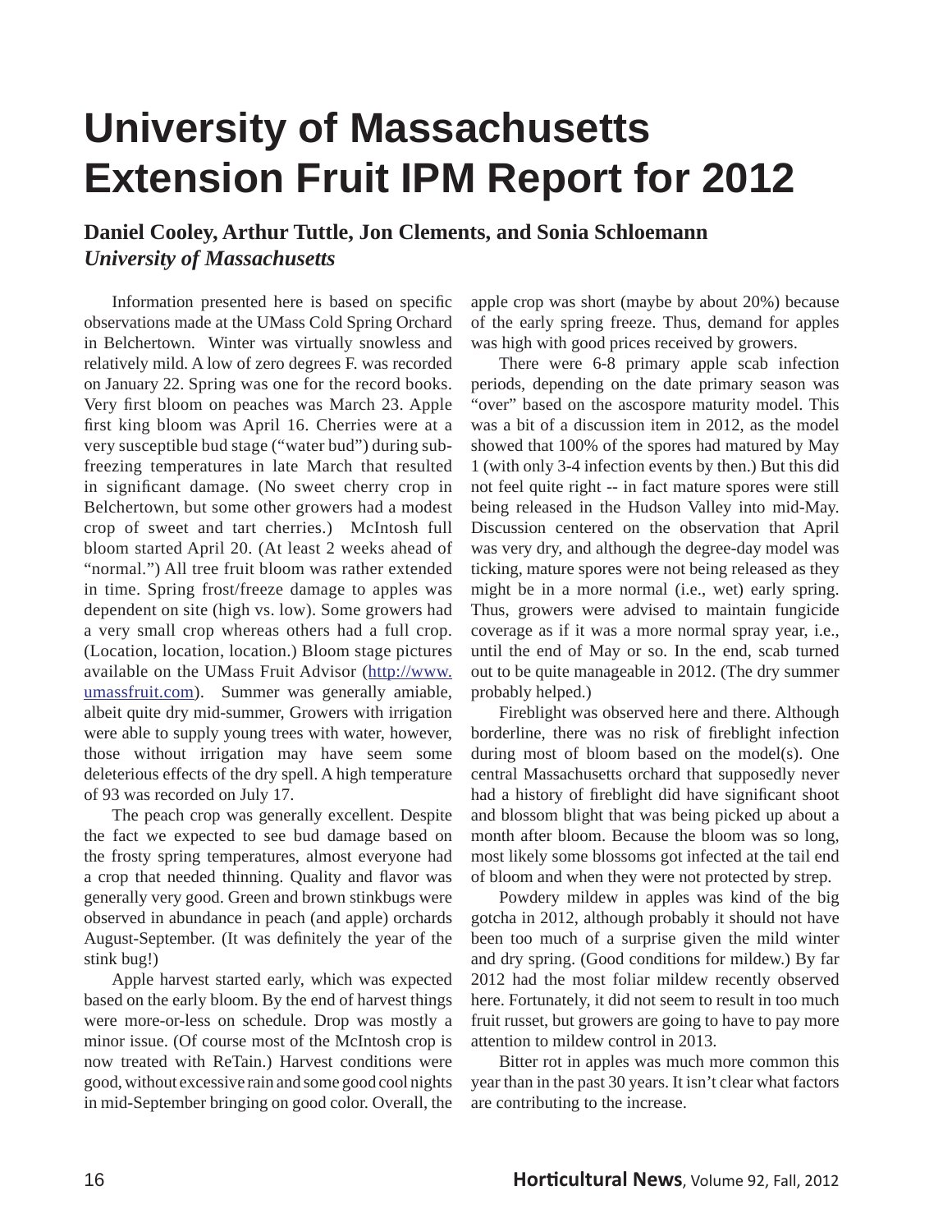# University of Massachusetts Extension Fruit IPM Report for 2012

**Daniel Cooley, Arthur Tuttle, Jon Clements, and Sonia Schloemann**
***University of Massachusetts***

Information presented here is based on specific observations made at the UMass Cold Spring Orchard in Belchertown. Winter was virtually snowless and relatively mild. A low of zero degrees F. was recorded on January 22. Spring was one for the record books. Very first bloom on peaches was March 23. Apple first king bloom was April 16. Cherries were at a very susceptible bud stage ("water bud") during sub-freezing temperatures in late March that resulted in significant damage. (No sweet cherry crop in Belchertown, but some other growers had a modest crop of sweet and tart cherries.) McIntosh full bloom started April 20. (At least 2 weeks ahead of "normal.") All tree fruit bloom was rather extended in time. Spring frost/freeze damage to apples was dependent on site (high vs. low). Some growers had a very small crop whereas others had a full crop. (Location, location, location.) Bloom stage pictures available on the UMass Fruit Advisor (http://www.umassfruit.com). Summer was generally amiable, albeit quite dry mid-summer, Growers with irrigation were able to supply young trees with water, however, those without irrigation may have seem some deleterious effects of the dry spell. A high temperature of 93 was recorded on July 17.

The peach crop was generally excellent. Despite the fact we expected to see bud damage based on the frosty spring temperatures, almost everyone had a crop that needed thinning. Quality and flavor was generally very good. Green and brown stinkbugs were observed in abundance in peach (and apple) orchards August-September. (It was definitely the year of the stink bug!)

Apple harvest started early, which was expected based on the early bloom. By the end of harvest things were more-or-less on schedule. Drop was mostly a minor issue. (Of course most of the McIntosh crop is now treated with ReTain.) Harvest conditions were good, without excessive rain and some good cool nights in mid-September bringing on good color. Overall, the apple crop was short (maybe by about 20%) because of the early spring freeze. Thus, demand for apples was high with good prices received by growers.

There were 6-8 primary apple scab infection periods, depending on the date primary season was "over" based on the ascospore maturity model. This was a bit of a discussion item in 2012, as the model showed that 100% of the spores had matured by May 1 (with only 3-4 infection events by then.) But this did not feel quite right -- in fact mature spores were still being released in the Hudson Valley into mid-May. Discussion centered on the observation that April was very dry, and although the degree-day model was ticking, mature spores were not being released as they might be in a more normal (i.e., wet) early spring. Thus, growers were advised to maintain fungicide coverage as if it was a more normal spray year, i.e., until the end of May or so. In the end, scab turned out to be quite manageable in 2012. (The dry summer probably helped.)

Fireblight was observed here and there. Although borderline, there was no risk of fireblight infection during most of bloom based on the model(s). One central Massachusetts orchard that supposedly never had a history of fireblight did have significant shoot and blossom blight that was being picked up about a month after bloom. Because the bloom was so long, most likely some blossoms got infected at the tail end of bloom and when they were not protected by strep.

Powdery mildew in apples was kind of the big gotcha in 2012, although probably it should not have been too much of a surprise given the mild winter and dry spring. (Good conditions for mildew.) By far 2012 had the most foliar mildew recently observed here. Fortunately, it did not seem to result in too much fruit russet, but growers are going to have to pay more attention to mildew control in 2013.

Bitter rot in apples was much more common this year than in the past 30 years. It isn't clear what factors are contributing to the increase.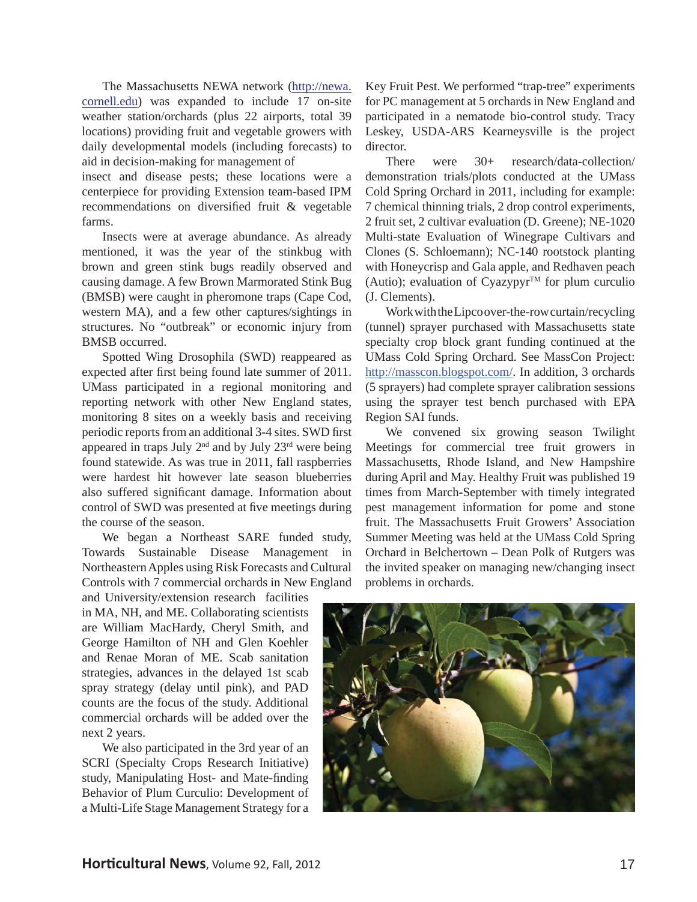The Massachusetts NEWA network (http://newa.cornell.edu) was expanded to include 17 on-site weather station/orchards (plus 22 airports, total 39 locations) providing fruit and vegetable growers with daily developmental models (including forecasts) to aid in decision-making for management of insect and disease pests; these locations were a centerpiece for providing Extension team-based IPM recommendations on diversified fruit & vegetable farms.

Insects were at average abundance. As already mentioned, it was the year of the stinkbug with brown and green stink bugs readily observed and causing damage. A few Brown Marmorated Stink Bug (BMSB) were caught in pheromone traps (Cape Cod, western MA), and a few other captures/sightings in structures. No "outbreak" or economic injury from BMSB occurred.

Spotted Wing Drosophila (SWD) reappeared as expected after first being found late summer of 2011. UMass participated in a regional monitoring and reporting network with other New England states, monitoring 8 sites on a weekly basis and receiving periodic reports from an additional 3-4 sites. SWD first appeared in traps July 2nd and by July 23rd were being found statewide. As was true in 2011, fall raspberries were hardest hit however late season blueberries also suffered significant damage. Information about control of SWD was presented at five meetings during the course of the season.

We began a Northeast SARE funded study, Towards Sustainable Disease Management in Northeastern Apples using Risk Forecasts and Cultural Controls with 7 commercial orchards in New England and University/extension research facilities in MA, NH, and ME. Collaborating scientists are William MacHardy, Cheryl Smith, and George Hamilton of NH and Glen Koehler and Renae Moran of ME. Scab sanitation strategies, advances in the delayed 1st scab spray strategy (delay until pink), and PAD counts are the focus of the study. Additional commercial orchards will be added over the next 2 years.

We also participated in the 3rd year of an SCRI (Specialty Crops Research Initiative) study, Manipulating Host- and Mate-finding Behavior of Plum Curculio: Development of a Multi-Life Stage Management Strategy for a Key Fruit Pest. We performed "trap-tree" experiments for PC management at 5 orchards in New England and participated in a nematode bio-control study. Tracy Leskey, USDA-ARS Kearneysville is the project director.

There were 30+ research/data-collection/demonstration trials/plots conducted at the UMass Cold Spring Orchard in 2011, including for example: 7 chemical thinning trials, 2 drop control experiments, 2 fruit set, 2 cultivar evaluation (D. Greene); NE-1020 Multi-state Evaluation of Winegrape Cultivars and Clones (S. Schloemann); NC-140 rootstock planting with Honeycrisp and Gala apple, and Redhaven peach (Autio); evaluation of Cyazypyr™ for plum curculio (J. Clements).

Work with the Lipco over-the-row curtain/recycling (tunnel) sprayer purchased with Massachusetts state specialty crop block grant funding continued at the UMass Cold Spring Orchard. See MassCon Project: http://masscon.blogspot.com/. In addition, 3 orchards (5 sprayers) had complete sprayer calibration sessions using the sprayer test bench purchased with EPA Region SAI funds.

We convened six growing season Twilight Meetings for commercial tree fruit growers in Massachusetts, Rhode Island, and New Hampshire during April and May. Healthy Fruit was published 19 times from March-September with timely integrated pest management information for pome and stone fruit. The Massachusetts Fruit Growers' Association Summer Meeting was held at the UMass Cold Spring Orchard in Belchertown – Dean Polk of Rutgers was the invited speaker on managing new/changing insect problems in orchards.